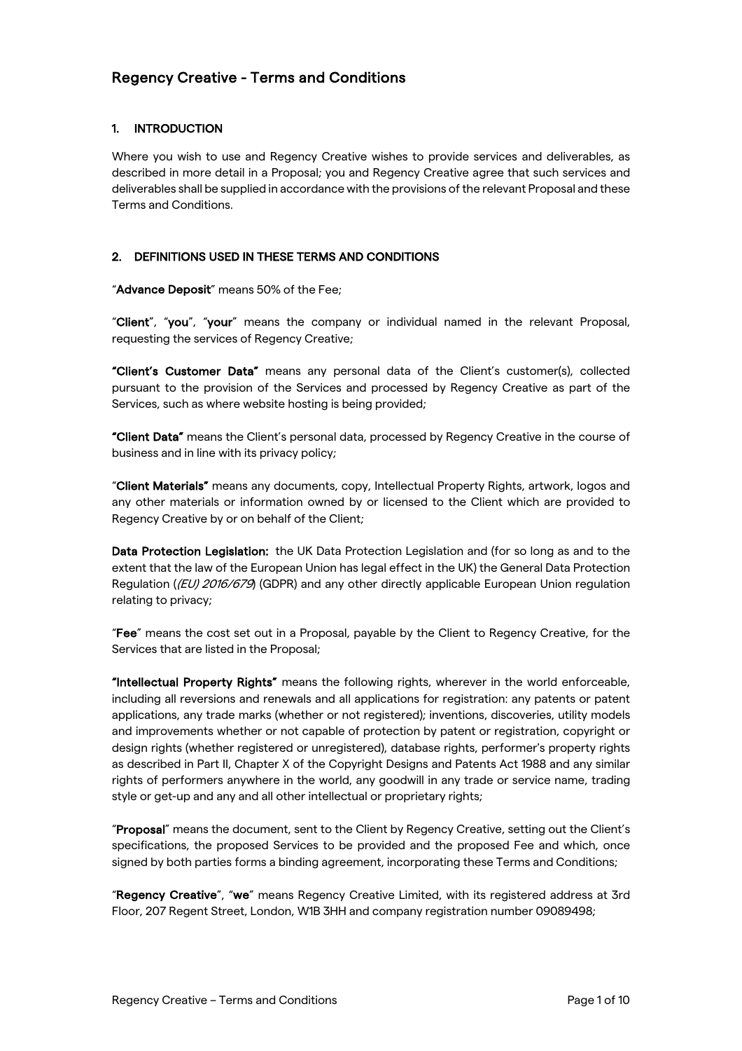# Regency Creative - Terms and Conditions

## 1. INTRODUCTION

Where you wish to use and Regency Creative wishes to provide services and deliverables, as described in more detail in a Proposal; you and Regency Creative agree that such services and deliverables shall be supplied in accordance with the provisions of the relevant Proposal and these Terms and Conditions.

## 2. DEFINITIONS USED IN THESE TERMS AND CONDITIONS

"**Advance Deposit**" means 50% of the Fee;

"**Client**", "**you**", "**your**" means the company or individual named in the relevant Proposal, requesting the services of Regency Creative;

**"Client's Customer Data"** means any personal data of the Client's customer(s), collected pursuant to the provision of the Services and processed by Regency Creative as part of the Services, such as where website hosting is being provided;

**"Client Data"** means the Client's personal data, processed by Regency Creative in the course of business and in line with its privacy policy;

"**Client Materials"** means any documents, copy, Intellectual Property Rights, artwork, logos and any other materials or information owned by or licensed to the Client which are provided to Regency Creative by or on behalf of the Client;

**Data Protection Legislation:** the UK Data Protection Legislation and (for so long as and to the extent that the law of the European Union has legal effect in the UK) the General Data Protection Regulation (*(EU) 2016/679*) (GDPR) and any other directly applicable European Union regulation relating to privacy;

"**Fee**" means the cost set out in a Proposal, payable by the Client to Regency Creative, for the Services that are listed in the Proposal;

**"Intellectual Property Rights"** means the following rights, wherever in the world enforceable, including all reversions and renewals and all applications for registration: any patents or patent applications, any trade marks (whether or not registered); inventions, discoveries, utility models and improvements whether or not capable of protection by patent or registration, copyright or design rights (whether registered or unregistered), database rights, performer's property rights as described in Part II, Chapter X of the Copyright Designs and Patents Act 1988 and any similar rights of performers anywhere in the world, any goodwill in any trade or service name, trading style or get-up and any and all other intellectual or proprietary rights;

"**Proposal**" means the document, sent to the Client by Regency Creative, setting out the Client's specifications, the proposed Services to be provided and the proposed Fee and which, once signed by both parties forms a binding agreement, incorporating these Terms and Conditions;

"**Regency Creative**", "**we**" means Regency Creative Limited, with its registered address at 3rd Floor, 207 Regent Street, London, W1B 3HH and company registration number 09089498;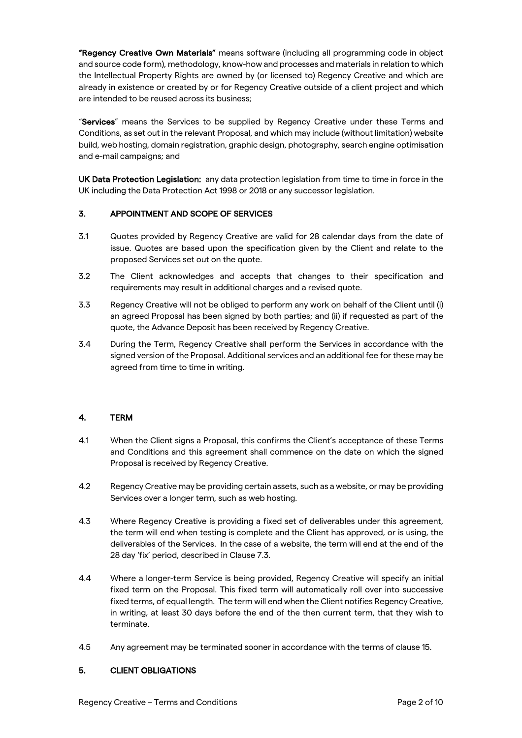**"Regency Creative Own Materials"** means software (including all programming code in object and source code form), methodology, know-how and processes and materials in relation to which the Intellectual Property Rights are owned by (or licensed to) Regency Creative and which are already in existence or created by or for Regency Creative outside of a client project and which are intended to be reused across its business;

"**Services**" means the Services to be supplied by Regency Creative under these Terms and Conditions, as set out in the relevant Proposal, and which may include (without limitation) website build, web hosting, domain registration, graphic design, photography, search engine optimisation and e-mail campaigns; and

**UK Data Protection Legislation:** any data protection legislation from time to time in force in the UK including the Data Protection Act 1998 or 2018 or any successor legislation.

## 3. APPOINTMENT AND SCOPE OF SERVICES

3.1 Quotes provided by Regency Creative are valid for 28 calendar days from the date of issue. Quotes are based upon the specification given by the Client and relate to the proposed Services set out on the quote.

3.2 The Client acknowledges and accepts that changes to their specification and requirements may result in additional charges and a revised quote.

3.3 Regency Creative will not be obliged to perform any work on behalf of the Client until (i) an agreed Proposal has been signed by both parties; and (ii) if requested as part of the quote, the Advance Deposit has been received by Regency Creative.

3.4 During the Term, Regency Creative shall perform the Services in accordance with the signed version of the Proposal. Additional services and an additional fee for these may be agreed from time to time in writing.

## 4. TERM

4.1 When the Client signs a Proposal, this confirms the Client's acceptance of these Terms and Conditions and this agreement shall commence on the date on which the signed Proposal is received by Regency Creative.

4.2 Regency Creative may be providing certain assets, such as a website, or may be providing Services over a longer term, such as web hosting.

4.3 Where Regency Creative is providing a fixed set of deliverables under this agreement, the term will end when testing is complete and the Client has approved, or is using, the deliverables of the Services. In the case of a website, the term will end at the end of the 28 day 'fix' period, described in Clause 7.3.

4.4 Where a longer-term Service is being provided, Regency Creative will specify an initial fixed term on the Proposal. This fixed term will automatically roll over into successive fixed terms, of equal length. The term will end when the Client notifies Regency Creative, in writing, at least 30 days before the end of the then current term, that they wish to terminate.

4.5 Any agreement may be terminated sooner in accordance with the terms of clause 15.

## 5. CLIENT OBLIGATIONS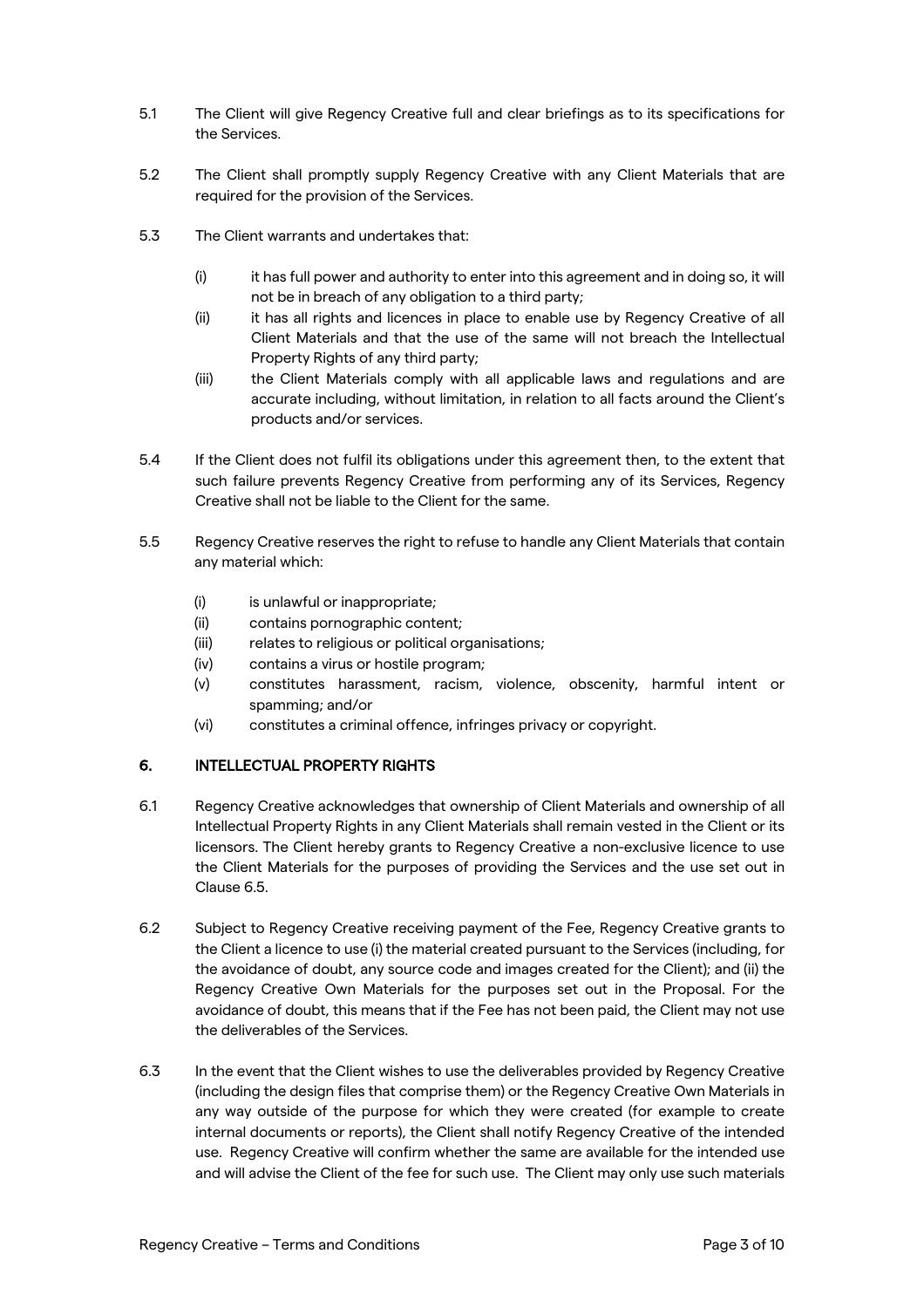5.1 The Client will give Regency Creative full and clear briefings as to its specifications for the Services.

5.2 The Client shall promptly supply Regency Creative with any Client Materials that are required for the provision of the Services.

5.3 The Client warrants and undertakes that:

(i) it has full power and authority to enter into this agreement and in doing so, it will not be in breach of any obligation to a third party;

(ii) it has all rights and licences in place to enable use by Regency Creative of all Client Materials and that the use of the same will not breach the Intellectual Property Rights of any third party;

(iii) the Client Materials comply with all applicable laws and regulations and are accurate including, without limitation, in relation to all facts around the Client's products and/or services.

5.4 If the Client does not fulfil its obligations under this agreement then, to the extent that such failure prevents Regency Creative from performing any of its Services, Regency Creative shall not be liable to the Client for the same.

5.5 Regency Creative reserves the right to refuse to handle any Client Materials that contain any material which:

(i) is unlawful or inappropriate;
(ii) contains pornographic content;
(iii) relates to religious or political organisations;
(iv) contains a virus or hostile program;
(v) constitutes harassment, racism, violence, obscenity, harmful intent or spamming; and/or
(vi) constitutes a criminal offence, infringes privacy or copyright.

## 6. INTELLECTUAL PROPERTY RIGHTS

6.1 Regency Creative acknowledges that ownership of Client Materials and ownership of all Intellectual Property Rights in any Client Materials shall remain vested in the Client or its licensors. The Client hereby grants to Regency Creative a non-exclusive licence to use the Client Materials for the purposes of providing the Services and the use set out in Clause 6.5.

6.2 Subject to Regency Creative receiving payment of the Fee, Regency Creative grants to the Client a licence to use (i) the material created pursuant to the Services (including, for the avoidance of doubt, any source code and images created for the Client); and (ii) the Regency Creative Own Materials for the purposes set out in the Proposal. For the avoidance of doubt, this means that if the Fee has not been paid, the Client may not use the deliverables of the Services.

6.3 In the event that the Client wishes to use the deliverables provided by Regency Creative (including the design files that comprise them) or the Regency Creative Own Materials in any way outside of the purpose for which they were created (for example to create internal documents or reports), the Client shall notify Regency Creative of the intended use. Regency Creative will confirm whether the same are available for the intended use and will advise the Client of the fee for such use. The Client may only use such materials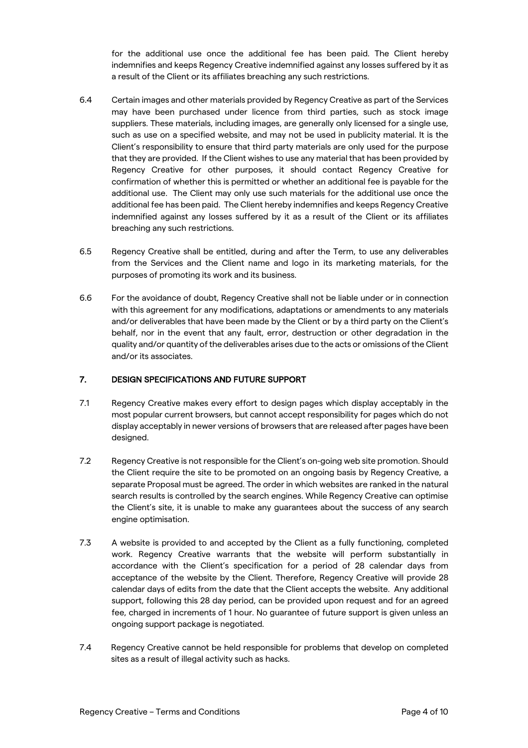for the additional use once the additional fee has been paid. The Client hereby indemnifies and keeps Regency Creative indemnified against any losses suffered by it as a result of the Client or its affiliates breaching any such restrictions.

6.4 Certain images and other materials provided by Regency Creative as part of the Services may have been purchased under licence from third parties, such as stock image suppliers. These materials, including images, are generally only licensed for a single use, such as use on a specified website, and may not be used in publicity material. It is the Client's responsibility to ensure that third party materials are only used for the purpose that they are provided. If the Client wishes to use any material that has been provided by Regency Creative for other purposes, it should contact Regency Creative for confirmation of whether this is permitted or whether an additional fee is payable for the additional use. The Client may only use such materials for the additional use once the additional fee has been paid. The Client hereby indemnifies and keeps Regency Creative indemnified against any losses suffered by it as a result of the Client or its affiliates breaching any such restrictions.

6.5 Regency Creative shall be entitled, during and after the Term, to use any deliverables from the Services and the Client name and logo in its marketing materials, for the purposes of promoting its work and its business.

6.6 For the avoidance of doubt, Regency Creative shall not be liable under or in connection with this agreement for any modifications, adaptations or amendments to any materials and/or deliverables that have been made by the Client or by a third party on the Client's behalf, nor in the event that any fault, error, destruction or other degradation in the quality and/or quantity of the deliverables arises due to the acts or omissions of the Client and/or its associates.

## 7. DESIGN SPECIFICATIONS AND FUTURE SUPPORT

7.1 Regency Creative makes every effort to design pages which display acceptably in the most popular current browsers, but cannot accept responsibility for pages which do not display acceptably in newer versions of browsers that are released after pages have been designed.

7.2 Regency Creative is not responsible for the Client's on-going web site promotion. Should the Client require the site to be promoted on an ongoing basis by Regency Creative, a separate Proposal must be agreed. The order in which websites are ranked in the natural search results is controlled by the search engines. While Regency Creative can optimise the Client's site, it is unable to make any guarantees about the success of any search engine optimisation.

7.3 A website is provided to and accepted by the Client as a fully functioning, completed work. Regency Creative warrants that the website will perform substantially in accordance with the Client's specification for a period of 28 calendar days from acceptance of the website by the Client. Therefore, Regency Creative will provide 28 calendar days of edits from the date that the Client accepts the website. Any additional support, following this 28 day period, can be provided upon request and for an agreed fee, charged in increments of 1 hour. No guarantee of future support is given unless an ongoing support package is negotiated.

7.4 Regency Creative cannot be held responsible for problems that develop on completed sites as a result of illegal activity such as hacks.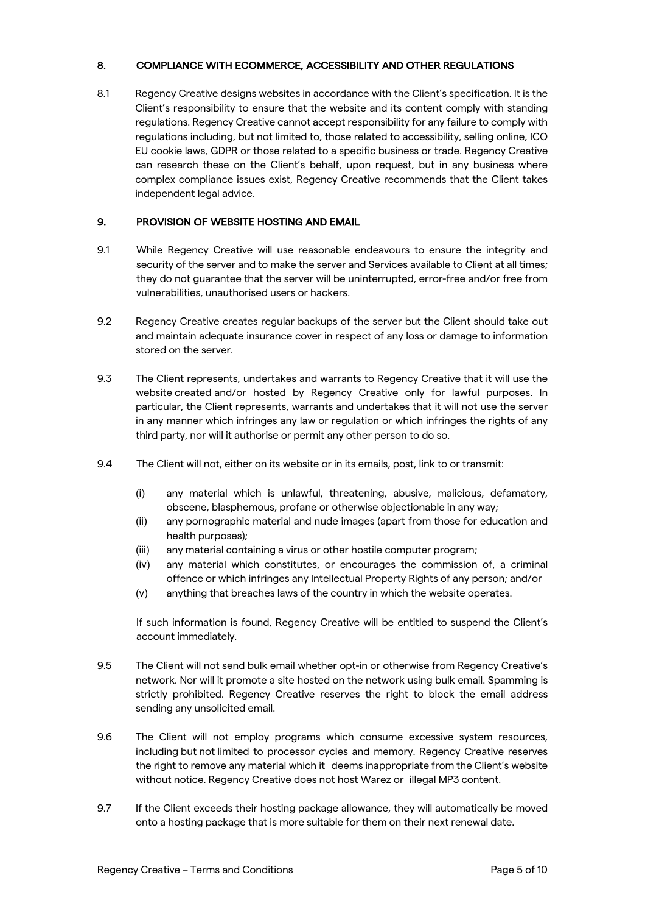## 8. COMPLIANCE WITH ECOMMERCE, ACCESSIBILITY AND OTHER REGULATIONS

8.1 Regency Creative designs websites in accordance with the Client's specification. It is the Client's responsibility to ensure that the website and its content comply with standing regulations. Regency Creative cannot accept responsibility for any failure to comply with regulations including, but not limited to, those related to accessibility, selling online, ICO EU cookie laws, GDPR or those related to a specific business or trade. Regency Creative can research these on the Client's behalf, upon request, but in any business where complex compliance issues exist, Regency Creative recommends that the Client takes independent legal advice.

## 9. PROVISION OF WEBSITE HOSTING AND EMAIL

9.1 While Regency Creative will use reasonable endeavours to ensure the integrity and security of the server and to make the server and Services available to Client at all times; they do not guarantee that the server will be uninterrupted, error-free and/or free from vulnerabilities, unauthorised users or hackers.

9.2 Regency Creative creates regular backups of the server but the Client should take out and maintain adequate insurance cover in respect of any loss or damage to information stored on the server.

9.3 The Client represents, undertakes and warrants to Regency Creative that it will use the website created and/or hosted by Regency Creative only for lawful purposes. In particular, the Client represents, warrants and undertakes that it will not use the server in any manner which infringes any law or regulation or which infringes the rights of any third party, nor will it authorise or permit any other person to do so.

9.4 The Client will not, either on its website or in its emails, post, link to or transmit:

- (i) any material which is unlawful, threatening, abusive, malicious, defamatory, obscene, blasphemous, profane or otherwise objectionable in any way;
- (ii) any pornographic material and nude images (apart from those for education and health purposes);
- (iii) any material containing a virus or other hostile computer program;
- (iv) any material which constitutes, or encourages the commission of, a criminal offence or which infringes any Intellectual Property Rights of any person; and/or
- (v) anything that breaches laws of the country in which the website operates.

If such information is found, Regency Creative will be entitled to suspend the Client's account immediately.

9.5 The Client will not send bulk email whether opt-in or otherwise from Regency Creative's network. Nor will it promote a site hosted on the network using bulk email. Spamming is strictly prohibited. Regency Creative reserves the right to block the email address sending any unsolicited email.

9.6 The Client will not employ programs which consume excessive system resources, including but not limited to processor cycles and memory. Regency Creative reserves the right to remove any material which it deems inappropriate from the Client's website without notice. Regency Creative does not host Warez or illegal MP3 content.

9.7 If the Client exceeds their hosting package allowance, they will automatically be moved onto a hosting package that is more suitable for them on their next renewal date.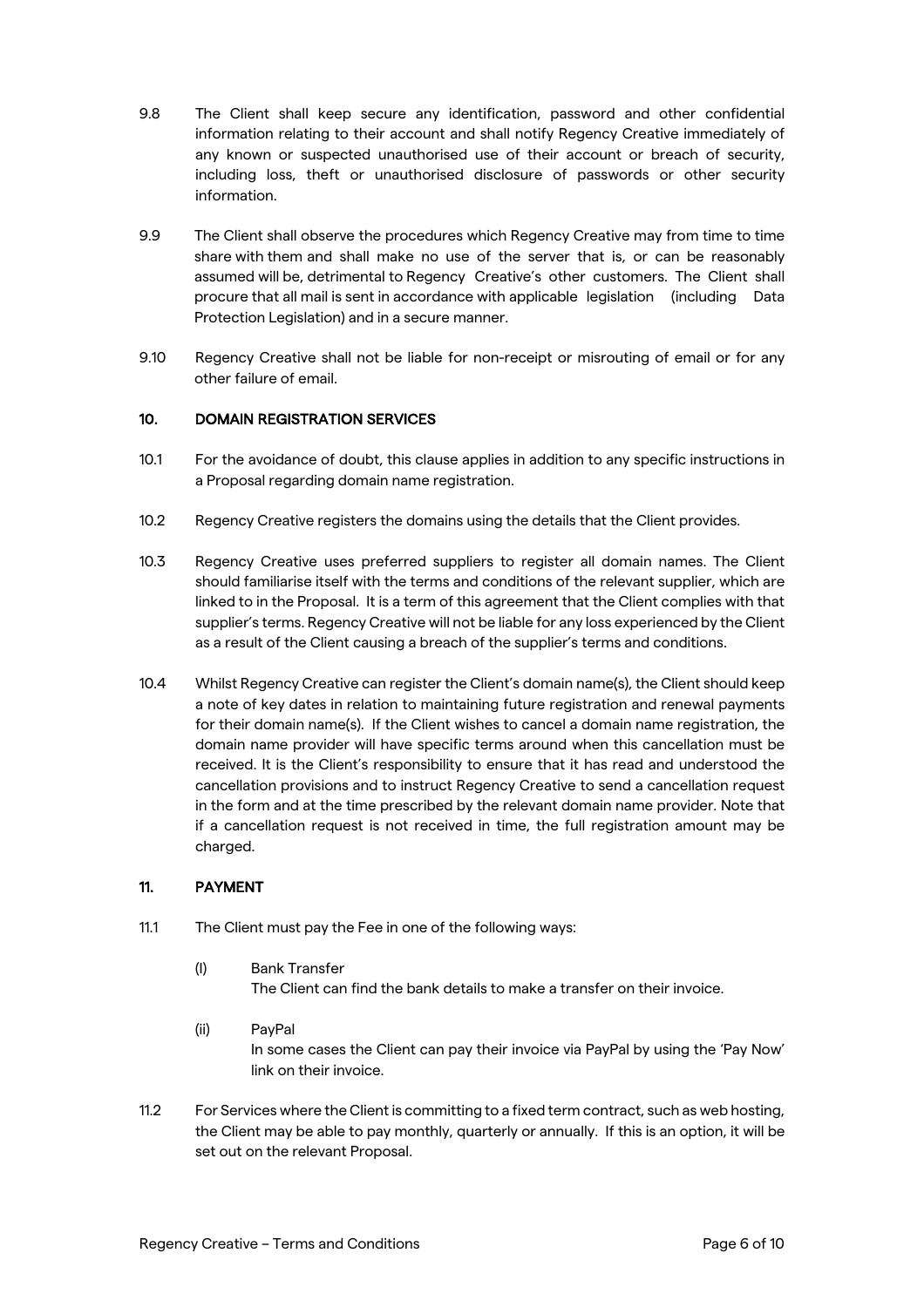9.8 The Client shall keep secure any identification, password and other confidential information relating to their account and shall notify Regency Creative immediately of any known or suspected unauthorised use of their account or breach of security, including loss, theft or unauthorised disclosure of passwords or other security information.

9.9 The Client shall observe the procedures which Regency Creative may from time to time share with them and shall make no use of the server that is, or can be reasonably assumed will be, detrimental to Regency Creative's other customers. The Client shall procure that all mail is sent in accordance with applicable legislation (including Data Protection Legislation) and in a secure manner.

9.10 Regency Creative shall not be liable for non-receipt or misrouting of email or for any other failure of email.

## 10. DOMAIN REGISTRATION SERVICES

10.1 For the avoidance of doubt, this clause applies in addition to any specific instructions in a Proposal regarding domain name registration.

10.2 Regency Creative registers the domains using the details that the Client provides.

10.3 Regency Creative uses preferred suppliers to register all domain names. The Client should familiarise itself with the terms and conditions of the relevant supplier, which are linked to in the Proposal. It is a term of this agreement that the Client complies with that supplier's terms. Regency Creative will not be liable for any loss experienced by the Client as a result of the Client causing a breach of the supplier's terms and conditions.

10.4 Whilst Regency Creative can register the Client's domain name(s), the Client should keep a note of key dates in relation to maintaining future registration and renewal payments for their domain name(s). If the Client wishes to cancel a domain name registration, the domain name provider will have specific terms around when this cancellation must be received. It is the Client's responsibility to ensure that it has read and understood the cancellation provisions and to instruct Regency Creative to send a cancellation request in the form and at the time prescribed by the relevant domain name provider. Note that if a cancellation request is not received in time, the full registration amount may be charged.

## 11. PAYMENT

11.1 The Client must pay the Fee in one of the following ways:

(I) Bank Transfer
The Client can find the bank details to make a transfer on their invoice.

(ii) PayPal
In some cases the Client can pay their invoice via PayPal by using the 'Pay Now' link on their invoice.

11.2 For Services where the Client is committing to a fixed term contract, such as web hosting, the Client may be able to pay monthly, quarterly or annually. If this is an option, it will be set out on the relevant Proposal.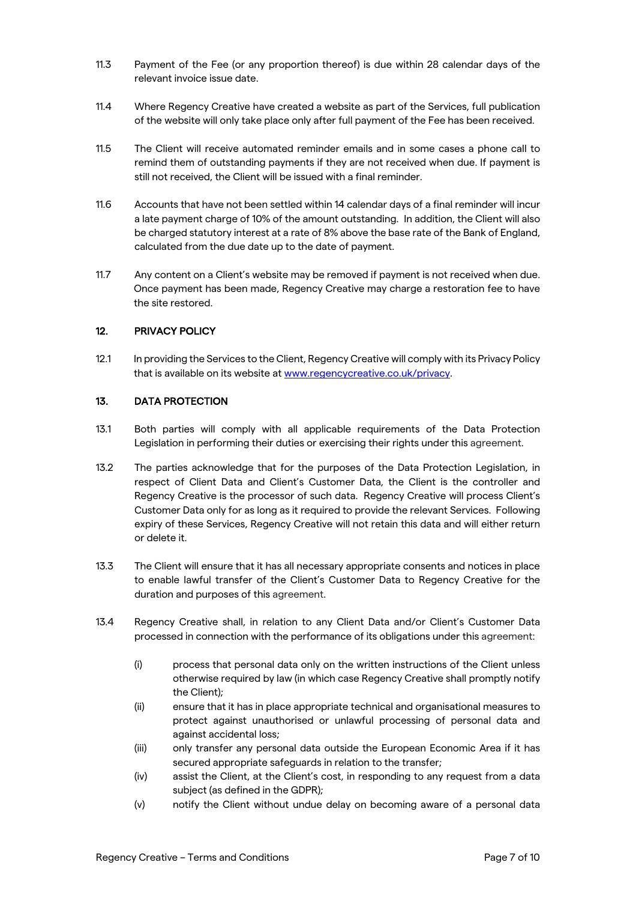11.3 Payment of the Fee (or any proportion thereof) is due within 28 calendar days of the relevant invoice issue date.

11.4 Where Regency Creative have created a website as part of the Services, full publication of the website will only take place only after full payment of the Fee has been received.

11.5 The Client will receive automated reminder emails and in some cases a phone call to remind them of outstanding payments if they are not received when due. If payment is still not received, the Client will be issued with a final reminder.

11.6 Accounts that have not been settled within 14 calendar days of a final reminder will incur a late payment charge of 10% of the amount outstanding. In addition, the Client will also be charged statutory interest at a rate of 8% above the base rate of the Bank of England, calculated from the due date up to the date of payment.

11.7 Any content on a Client's website may be removed if payment is not received when due. Once payment has been made, Regency Creative may charge a restoration fee to have the site restored.

## 12. PRIVACY POLICY

12.1 In providing the Services to the Client, Regency Creative will comply with its Privacy Policy that is available on its website at [www.regencycreative.co.uk/privacy](www.regencycreative.co.uk/privacy).

## 13. DATA PROTECTION

13.1 Both parties will comply with all applicable requirements of the Data Protection Legislation in performing their duties or exercising their rights under this agreement.

13.2 The parties acknowledge that for the purposes of the Data Protection Legislation, in respect of Client Data and Client's Customer Data, the Client is the controller and Regency Creative is the processor of such data. Regency Creative will process Client's Customer Data only for as long as it required to provide the relevant Services. Following expiry of these Services, Regency Creative will not retain this data and will either return or delete it.

13.3 The Client will ensure that it has all necessary appropriate consents and notices in place to enable lawful transfer of the Client's Customer Data to Regency Creative for the duration and purposes of this agreement.

13.4 Regency Creative shall, in relation to any Client Data and/or Client's Customer Data processed in connection with the performance of its obligations under this agreement:

- (i) process that personal data only on the written instructions of the Client unless otherwise required by law (in which case Regency Creative shall promptly notify the Client);
- (ii) ensure that it has in place appropriate technical and organisational measures to protect against unauthorised or unlawful processing of personal data and against accidental loss;
- (iii) only transfer any personal data outside the European Economic Area if it has secured appropriate safeguards in relation to the transfer;
- (iv) assist the Client, at the Client's cost, in responding to any request from a data subject (as defined in the GDPR);
- (v) notify the Client without undue delay on becoming aware of a personal data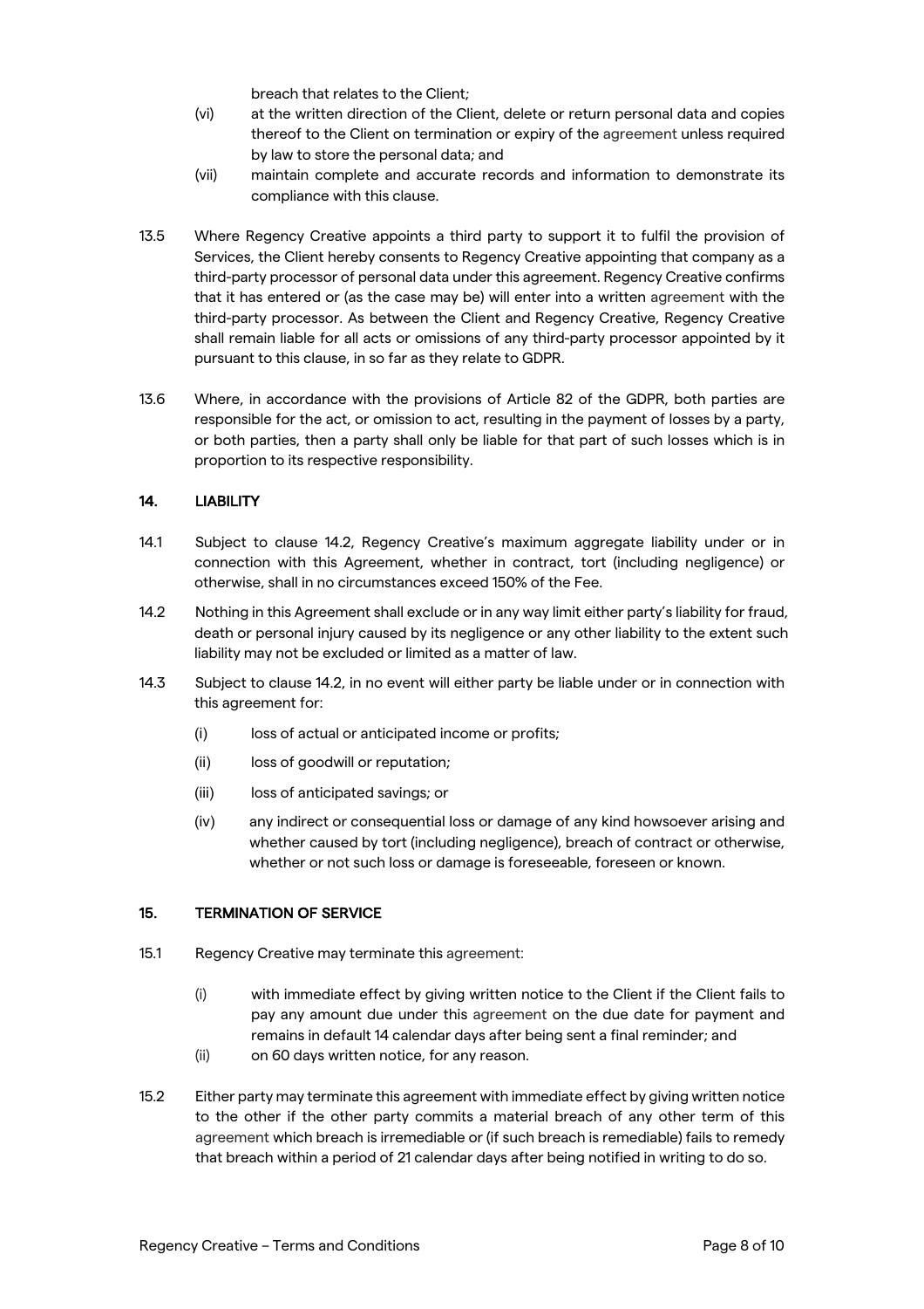breach that relates to the Client;

(vi) at the written direction of the Client, delete or return personal data and copies thereof to the Client on termination or expiry of the agreement unless required by law to store the personal data; and

(vii) maintain complete and accurate records and information to demonstrate its compliance with this clause.

13.5 Where Regency Creative appoints a third party to support it to fulfil the provision of Services, the Client hereby consents to Regency Creative appointing that company as a third-party processor of personal data under this agreement. Regency Creative confirms that it has entered or (as the case may be) will enter into a written agreement with the third-party processor. As between the Client and Regency Creative, Regency Creative shall remain liable for all acts or omissions of any third-party processor appointed by it pursuant to this clause, in so far as they relate to GDPR.

13.6 Where, in accordance with the provisions of Article 82 of the GDPR, both parties are responsible for the act, or omission to act, resulting in the payment of losses by a party, or both parties, then a party shall only be liable for that part of such losses which is in proportion to its respective responsibility.

## 14. LIABILITY

14.1 Subject to clause 14.2, Regency Creative's maximum aggregate liability under or in connection with this Agreement, whether in contract, tort (including negligence) or otherwise, shall in no circumstances exceed 150% of the Fee.

14.2 Nothing in this Agreement shall exclude or in any way limit either party's liability for fraud, death or personal injury caused by its negligence or any other liability to the extent such liability may not be excluded or limited as a matter of law.

14.3 Subject to clause 14.2, in no event will either party be liable under or in connection with this agreement for:

(i) loss of actual or anticipated income or profits;

(ii) loss of goodwill or reputation;

(iii) loss of anticipated savings; or

(iv) any indirect or consequential loss or damage of any kind howsoever arising and whether caused by tort (including negligence), breach of contract or otherwise, whether or not such loss or damage is foreseeable, foreseen or known.

## 15. TERMINATION OF SERVICE

15.1 Regency Creative may terminate this agreement:

(i) with immediate effect by giving written notice to the Client if the Client fails to pay any amount due under this agreement on the due date for payment and remains in default 14 calendar days after being sent a final reminder; and

(ii) on 60 days written notice, for any reason.

15.2 Either party may terminate this agreement with immediate effect by giving written notice to the other if the other party commits a material breach of any other term of this agreement which breach is irremediable or (if such breach is remediable) fails to remedy that breach within a period of 21 calendar days after being notified in writing to do so.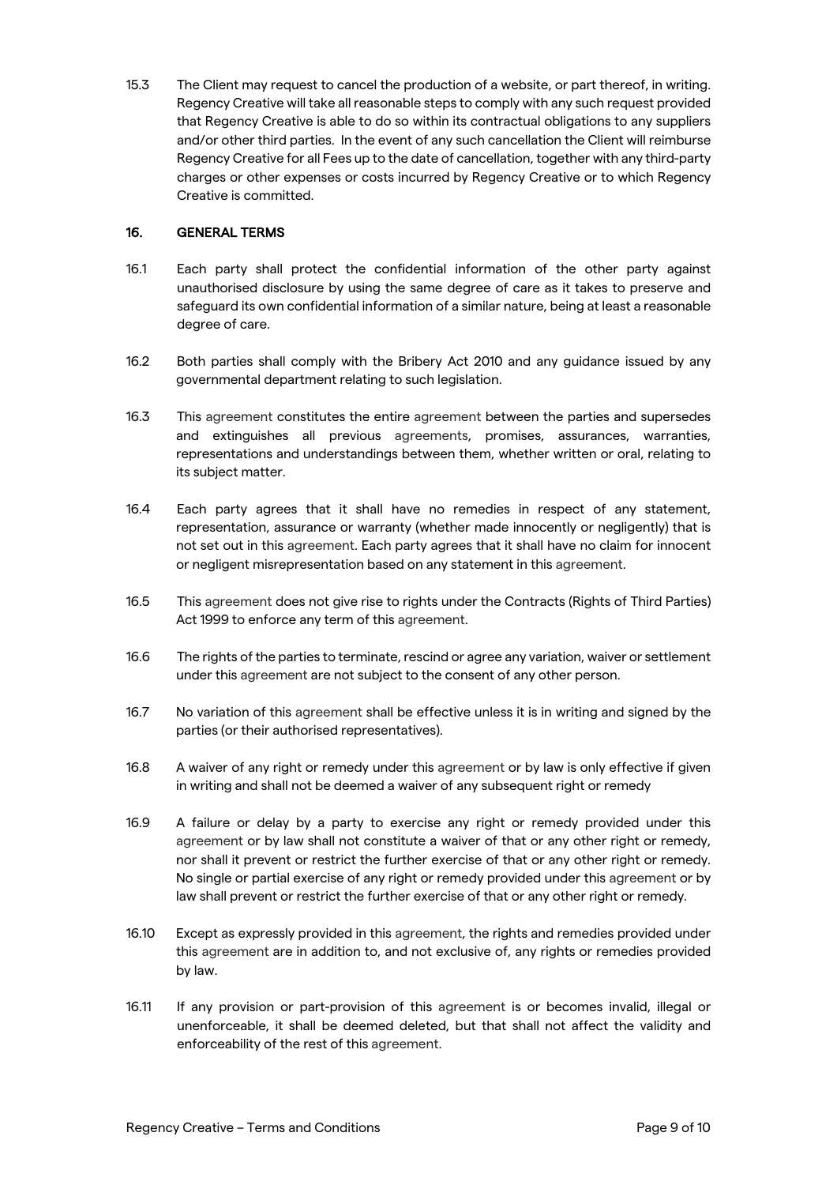15.3 The Client may request to cancel the production of a website, or part thereof, in writing. Regency Creative will take all reasonable steps to comply with any such request provided that Regency Creative is able to do so within its contractual obligations to any suppliers and/or other third parties. In the event of any such cancellation the Client will reimburse Regency Creative for all Fees up to the date of cancellation, together with any third-party charges or other expenses or costs incurred by Regency Creative or to which Regency Creative is committed.

## 16. GENERAL TERMS

16.1 Each party shall protect the confidential information of the other party against unauthorised disclosure by using the same degree of care as it takes to preserve and safeguard its own confidential information of a similar nature, being at least a reasonable degree of care.

16.2 Both parties shall comply with the Bribery Act 2010 and any guidance issued by any governmental department relating to such legislation.

16.3 This agreement constitutes the entire agreement between the parties and supersedes and extinguishes all previous agreements, promises, assurances, warranties, representations and understandings between them, whether written or oral, relating to its subject matter.

16.4 Each party agrees that it shall have no remedies in respect of any statement, representation, assurance or warranty (whether made innocently or negligently) that is not set out in this agreement. Each party agrees that it shall have no claim for innocent or negligent misrepresentation based on any statement in this agreement.

16.5 This agreement does not give rise to rights under the Contracts (Rights of Third Parties) Act 1999 to enforce any term of this agreement.

16.6 The rights of the parties to terminate, rescind or agree any variation, waiver or settlement under this agreement are not subject to the consent of any other person.

16.7 No variation of this agreement shall be effective unless it is in writing and signed by the parties (or their authorised representatives).

16.8 A waiver of any right or remedy under this agreement or by law is only effective if given in writing and shall not be deemed a waiver of any subsequent right or remedy

16.9 A failure or delay by a party to exercise any right or remedy provided under this agreement or by law shall not constitute a waiver of that or any other right or remedy, nor shall it prevent or restrict the further exercise of that or any other right or remedy. No single or partial exercise of any right or remedy provided under this agreement or by law shall prevent or restrict the further exercise of that or any other right or remedy.

16.10 Except as expressly provided in this agreement, the rights and remedies provided under this agreement are in addition to, and not exclusive of, any rights or remedies provided by law.

16.11 If any provision or part-provision of this agreement is or becomes invalid, illegal or unenforceable, it shall be deemed deleted, but that shall not affect the validity and enforceability of the rest of this agreement.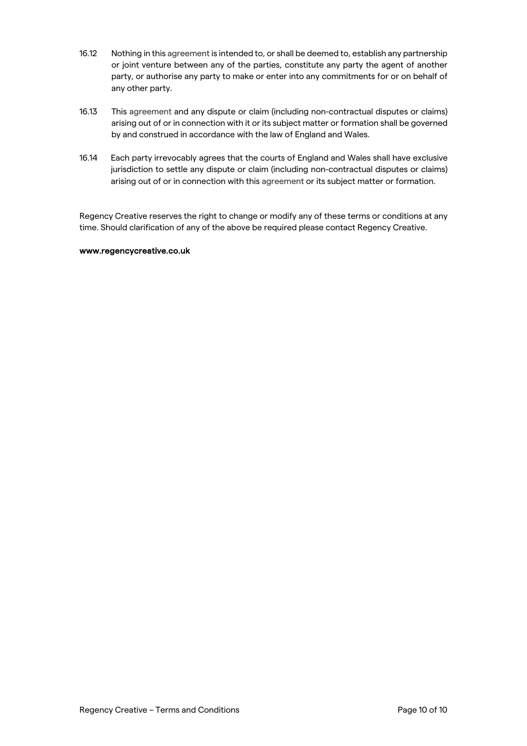16.12 Nothing in this agreement is intended to, or shall be deemed to, establish any partnership or joint venture between any of the parties, constitute any party the agent of another party, or authorise any party to make or enter into any commitments for or on behalf of any other party.

16.13 This agreement and any dispute or claim (including non-contractual disputes or claims) arising out of or in connection with it or its subject matter or formation shall be governed by and construed in accordance with the law of England and Wales.

16.14 Each party irrevocably agrees that the courts of England and Wales shall have exclusive jurisdiction to settle any dispute or claim (including non-contractual disputes or claims) arising out of or in connection with this agreement or its subject matter or formation.

Regency Creative reserves the right to change or modify any of these terms or conditions at any time. Should clarification of any of the above be required please contact Regency Creative.

**www.regencycreative.co.uk**